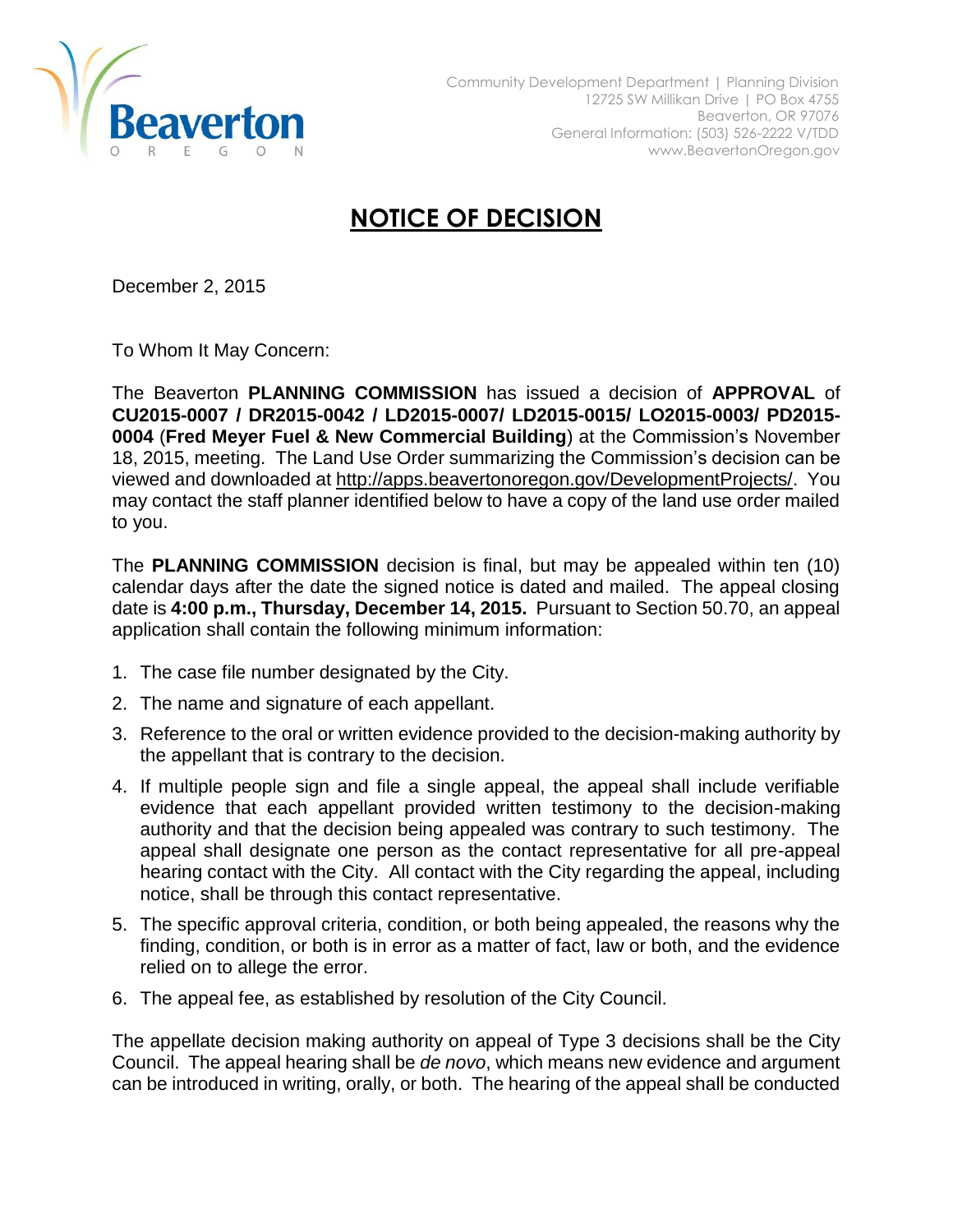Beaverton
OREGON

Community Development Department | Planning Division
12725 SW Millikan Drive | PO Box 4755
Beaverton, OR 97076
General Information: (503) 526-2222 V/TDD
www.BeavertonOregon.gov

# NOTICE OF DECISION

December 2, 2015

To Whom It May Concern:

The Beaverton **PLANNING COMMISSION** has issued a decision of **APPROVAL** of **CU2015-0007 / DR2015-0042 / LD2015-0007/ LD2015-0015/ LO2015-0003/ PD2015-0004** (**Fred Meyer Fuel & New Commercial Building**) at the Commission's November 18, 2015, meeting. The Land Use Order summarizing the Commission's decision can be viewed and downloaded at http://apps.beavertonoregon.gov/DevelopmentProjects/. You may contact the staff planner identified below to have a copy of the land use order mailed to you.

The **PLANNING COMMISSION** decision is final, but may be appealed within ten (10) calendar days after the date the signed notice is dated and mailed. The appeal closing date is **4:00 p.m., Thursday, December 14, 2015.** Pursuant to Section 50.70, an appeal application shall contain the following minimum information:

1. The case file number designated by the City.
2. The name and signature of each appellant.
3. Reference to the oral or written evidence provided to the decision-making authority by the appellant that is contrary to the decision.
4. If multiple people sign and file a single appeal, the appeal shall include verifiable evidence that each appellant provided written testimony to the decision-making authority and that the decision being appealed was contrary to such testimony. The appeal shall designate one person as the contact representative for all pre-appeal hearing contact with the City. All contact with the City regarding the appeal, including notice, shall be through this contact representative.
5. The specific approval criteria, condition, or both being appealed, the reasons why the finding, condition, or both is in error as a matter of fact, law or both, and the evidence relied on to allege the error.
6. The appeal fee, as established by resolution of the City Council.

The appellate decision making authority on appeal of Type 3 decisions shall be the City Council. The appeal hearing shall be *de novo*, which means new evidence and argument can be introduced in writing, orally, or both. The hearing of the appeal shall be conducted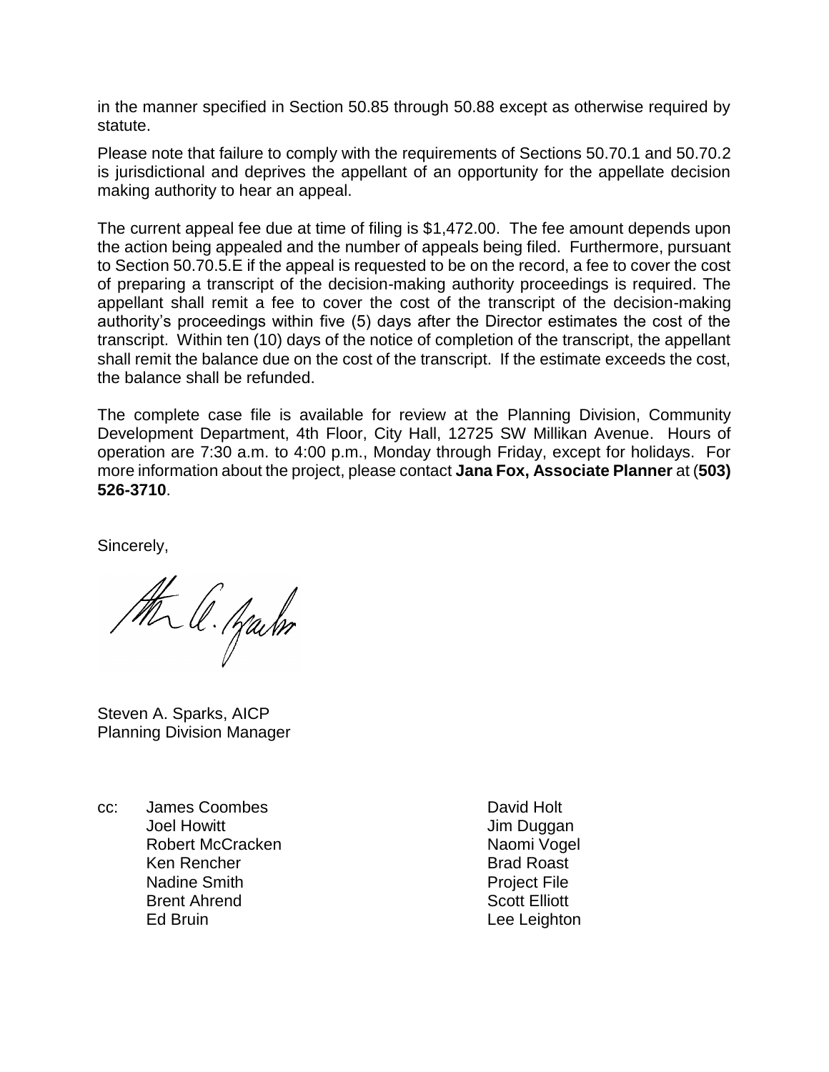in the manner specified in Section 50.85 through 50.88 except as otherwise required by statute.

Please note that failure to comply with the requirements of Sections 50.70.1 and 50.70.2 is jurisdictional and deprives the appellant of an opportunity for the appellate decision making authority to hear an appeal.

The current appeal fee due at time of filing is $1,472.00. The fee amount depends upon the action being appealed and the number of appeals being filed. Furthermore, pursuant to Section 50.70.5.E if the appeal is requested to be on the record, a fee to cover the cost of preparing a transcript of the decision-making authority proceedings is required. The appellant shall remit a fee to cover the cost of the transcript of the decision-making authority's proceedings within five (5) days after the Director estimates the cost of the transcript. Within ten (10) days of the notice of completion of the transcript, the appellant shall remit the balance due on the cost of the transcript. If the estimate exceeds the cost, the balance shall be refunded.

The complete case file is available for review at the Planning Division, Community Development Department, 4th Floor, City Hall, 12725 SW Millikan Avenue. Hours of operation are 7:30 a.m. to 4:00 p.m., Monday through Friday, except for holidays. For more information about the project, please contact **Jana Fox, Associate Planner** at (**503) 526-3710**.

Sincerely,

Steven A. Sparks, AICP
Planning Division Manager

cc: James Coombes
Joel Howitt
Robert McCracken
Ken Rencher
Nadine Smith
Brent Ahrend
Ed Bruin
David Holt
Jim Duggan
Naomi Vogel
Brad Roast
Project File
Scott Elliott
Lee Leighton